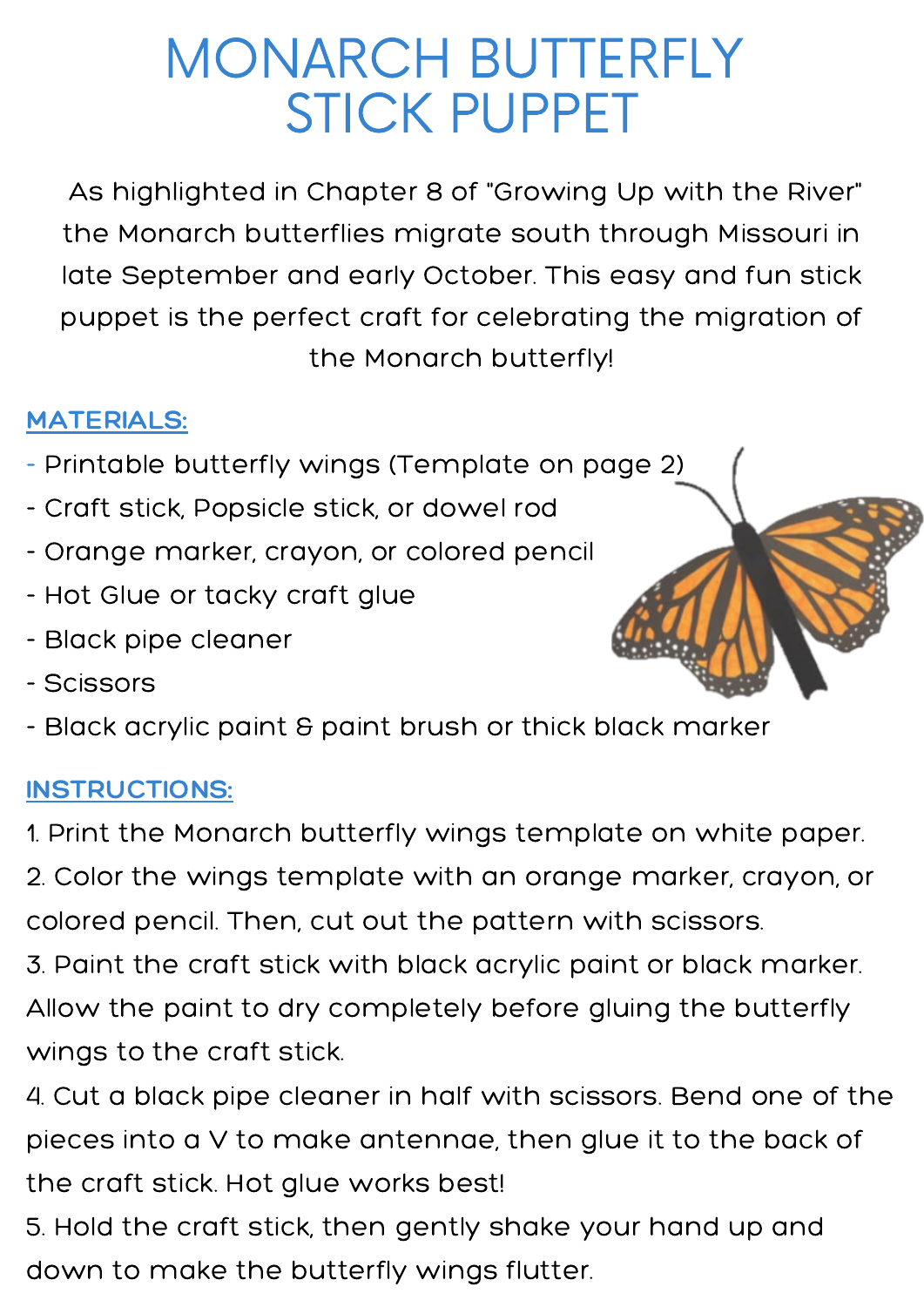# MONARCH BUTTERFLY STICK PUPPET

As highlighted in Chapter 8 of "Growing Up with the River" the Monarch butterflies migrate south through Missouri in late September and early October. This easy and fun stick puppet is the perfect craft for celebrating the migration of the Monarch butterfly!

## MATERIALS:

- Printable butterfly wings (Template on page 2)
- Craft stick, Popsicle stick, or dowel rod
- Orange marker, crayon, or colored pencil
- Hot Glue or tacky craft glue
- Black pipe cleaner
- Scissors
- Black acrylic paint & paint brush or thick black marker

## INSTRUCTIONS:

1. Print the Monarch butterfly wings template on white paper.
2. Color the wings template with an orange marker, crayon, or colored pencil. Then, cut out the pattern with scissors.
3. Paint the craft stick with black acrylic paint or black marker. Allow the paint to dry completely before gluing the butterfly wings to the craft stick.
4. Cut a black pipe cleaner in half with scissors. Bend one of the pieces into a V to make antennae, then glue it to the back of the craft stick. Hot glue works best!
5. Hold the craft stick, then gently shake your hand up and down to make the butterfly wings flutter.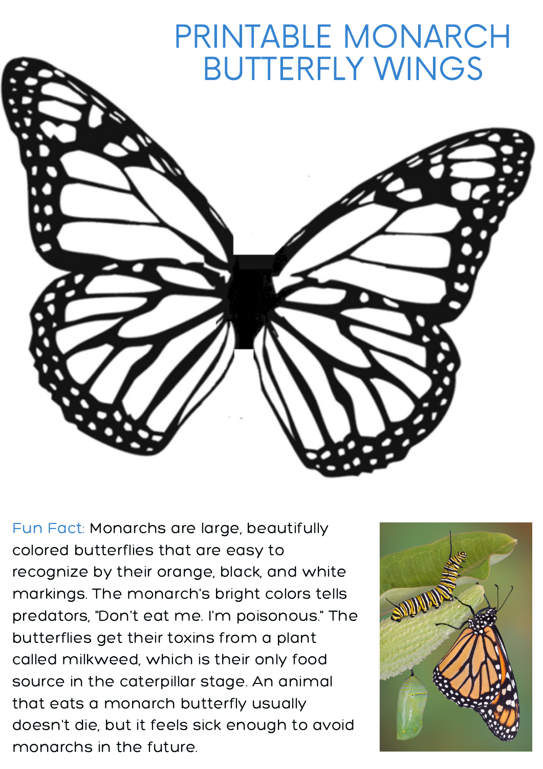# PRINTABLE MONARCH BUTTERFLY WINGS

Fun Fact: Monarchs are large, beautifully colored butterflies that are easy to recognize by their orange, black, and white markings. The monarch's bright colors tells predators, "Don't eat me. I'm poisonous." The butterflies get their toxins from a plant called milkweed, which is their only food source in the caterpillar stage. An animal that eats a monarch butterfly usually doesn't die, but it feels sick enough to avoid monarchs in the future.